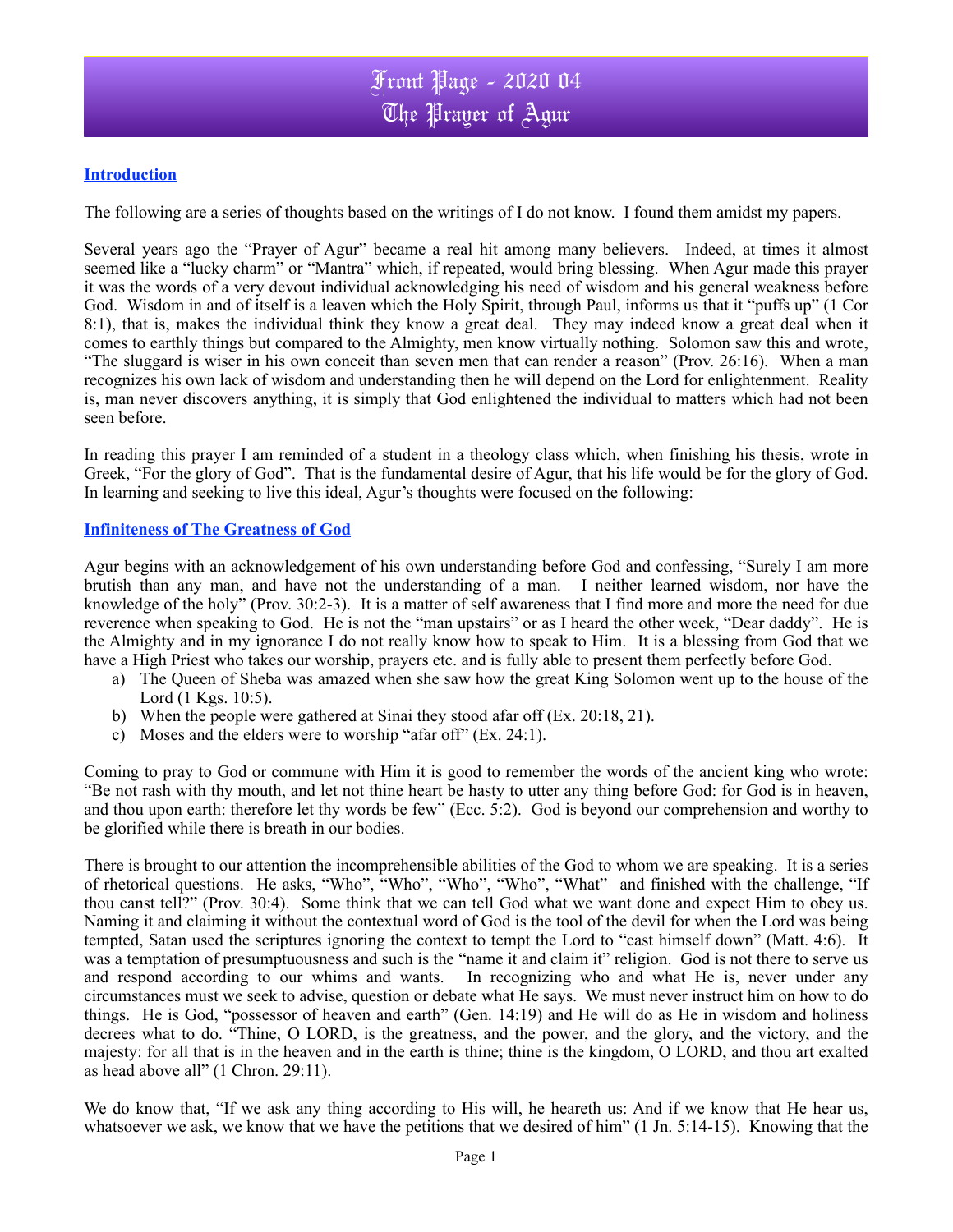# Front Page - 2020 04
# The Prayer of Agur

## Introduction

The following are a series of thoughts based on the writings of I do not know. I found them amidst my papers.

Several years ago the "Prayer of Agur" became a real hit among many believers. Indeed, at times it almost seemed like a "lucky charm" or "Mantra" which, if repeated, would bring blessing. When Agur made this prayer it was the words of a very devout individual acknowledging his need of wisdom and his general weakness before God. Wisdom in and of itself is a leaven which the Holy Spirit, through Paul, informs us that it "puffs up" (1 Cor 8:1), that is, makes the individual think they know a great deal. They may indeed know a great deal when it comes to earthly things but compared to the Almighty, men know virtually nothing. Solomon saw this and wrote, "The sluggard is wiser in his own conceit than seven men that can render a reason" (Prov. 26:16). When a man recognizes his own lack of wisdom and understanding then he will depend on the Lord for enlightenment. Reality is, man never discovers anything, it is simply that God enlightened the individual to matters which had not been seen before.

In reading this prayer I am reminded of a student in a theology class which, when finishing his thesis, wrote in Greek, "For the glory of God". That is the fundamental desire of Agur, that his life would be for the glory of God. In learning and seeking to live this ideal, Agur's thoughts were focused on the following:

## Infiniteness of The Greatness of God

Agur begins with an acknowledgement of his own understanding before God and confessing, "Surely I am more brutish than any man, and have not the understanding of a man. I neither learned wisdom, nor have the knowledge of the holy" (Prov. 30:2-3). It is a matter of self awareness that I find more and more the need for due reverence when speaking to God. He is not the "man upstairs" or as I heard the other week, "Dear daddy". He is the Almighty and in my ignorance I do not really know how to speak to Him. It is a blessing from God that we have a High Priest who takes our worship, prayers etc. and is fully able to present them perfectly before God.

a) The Queen of Sheba was amazed when she saw how the great King Solomon went up to the house of the Lord (1 Kgs. 10:5).
b) When the people were gathered at Sinai they stood afar off (Ex. 20:18, 21).
c) Moses and the elders were to worship "afar off" (Ex. 24:1).

Coming to pray to God or commune with Him it is good to remember the words of the ancient king who wrote: "Be not rash with thy mouth, and let not thine heart be hasty to utter any thing before God: for God is in heaven, and thou upon earth: therefore let thy words be few" (Ecc. 5:2). God is beyond our comprehension and worthy to be glorified while there is breath in our bodies.

There is brought to our attention the incomprehensible abilities of the God to whom we are speaking. It is a series of rhetorical questions. He asks, "Who", "Who", "Who", "Who", "What" and finished with the challenge, "If thou canst tell?" (Prov. 30:4). Some think that we can tell God what we want done and expect Him to obey us. Naming it and claiming it without the contextual word of God is the tool of the devil for when the Lord was being tempted, Satan used the scriptures ignoring the context to tempt the Lord to "cast himself down" (Matt. 4:6). It was a temptation of presumptuousness and such is the "name it and claim it" religion. God is not there to serve us and respond according to our whims and wants. In recognizing who and what He is, never under any circumstances must we seek to advise, question or debate what He says. We must never instruct him on how to do things. He is God, "possessor of heaven and earth" (Gen. 14:19) and He will do as He in wisdom and holiness decrees what to do. "Thine, O LORD, is the greatness, and the power, and the glory, and the victory, and the majesty: for all that is in the heaven and in the earth is thine; thine is the kingdom, O LORD, and thou art exalted as head above all" (1 Chron. 29:11).

We do know that, "If we ask any thing according to His will, he heareth us: And if we know that He hear us, whatsoever we ask, we know that we have the petitions that we desired of him" (1 Jn. 5:14-15). Knowing that the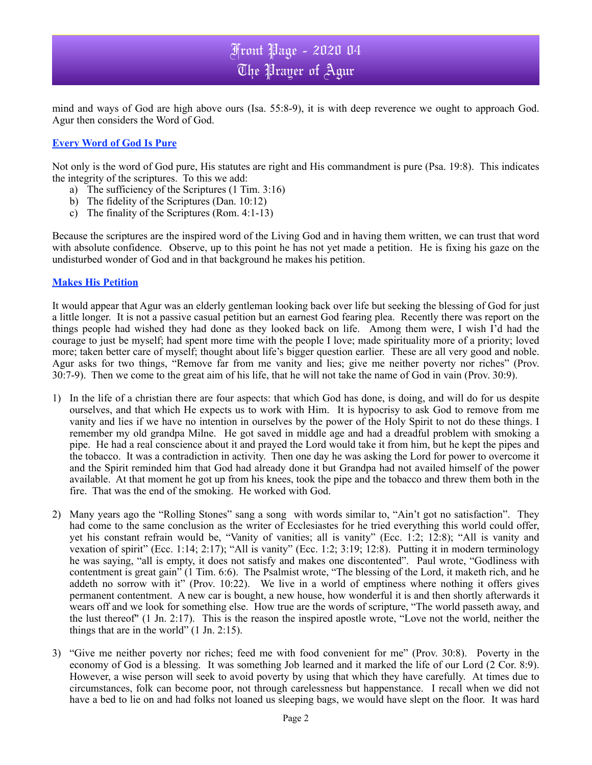mind and ways of God are high above ours (Isa. 55:8-9), it is with deep reverence we ought to approach God. Agur then considers the Word of God.

## Every Word of God Is Pure

Not only is the word of God pure, His statutes are right and His commandment is pure (Psa. 19:8). This indicates the integrity of the scriptures. To this we add:

a) The sufficiency of the Scriptures (1 Tim. 3:16)
b) The fidelity of the Scriptures (Dan. 10:12)
c) The finality of the Scriptures (Rom. 4:1-13)

Because the scriptures are the inspired word of the Living God and in having them written, we can trust that word with absolute confidence. Observe, up to this point he has not yet made a petition. He is fixing his gaze on the undisturbed wonder of God and in that background he makes his petition.

## Makes His Petition

It would appear that Agur was an elderly gentleman looking back over life but seeking the blessing of God for just a little longer. It is not a passive casual petition but an earnest God fearing plea. Recently there was report on the things people had wished they had done as they looked back on life. Among them were, I wish I'd had the courage to just be myself; had spent more time with the people I love; made spirituality more of a priority; loved more; taken better care of myself; thought about life's bigger question earlier. These are all very good and noble. Agur asks for two things, "Remove far from me vanity and lies; give me neither poverty nor riches" (Prov. 30:7-9). Then we come to the great aim of his life, that he will not take the name of God in vain (Prov. 30:9).

1) In the life of a christian there are four aspects: that which God has done, is doing, and will do for us despite ourselves, and that which He expects us to work with Him. It is hypocrisy to ask God to remove from me vanity and lies if we have no intention in ourselves by the power of the Holy Spirit to not do these things. I remember my old grandpa Milne. He got saved in middle age and had a dreadful problem with smoking a pipe. He had a real conscience about it and prayed the Lord would take it from him, but he kept the pipes and the tobacco. It was a contradiction in activity. Then one day he was asking the Lord for power to overcome it and the Spirit reminded him that God had already done it but Grandpa had not availed himself of the power available. At that moment he got up from his knees, took the pipe and the tobacco and threw them both in the fire. That was the end of the smoking. He worked with God.

2) Many years ago the "Rolling Stones" sang a song with words similar to, "Ain't got no satisfaction". They had come to the same conclusion as the writer of Ecclesiastes for he tried everything this world could offer, yet his constant refrain would be, "Vanity of vanities; all is vanity" (Ecc. 1:2; 12:8); "All is vanity and vexation of spirit" (Ecc. 1:14; 2:17); "All is vanity" (Ecc. 1:2; 3:19; 12:8). Putting it in modern terminology he was saying, "all is empty, it does not satisfy and makes one discontented". Paul wrote, "Godliness with contentment is great gain" (1 Tim. 6:6). The Psalmist wrote, "The blessing of the Lord, it maketh rich, and he addeth no sorrow with it" (Prov. 10:22). We live in a world of emptiness where nothing it offers gives permanent contentment. A new car is bought, a new house, how wonderful it is and then shortly afterwards it wears off and we look for something else. How true are the words of scripture, "The world passeth away, and the lust thereof" (1 Jn. 2:17). This is the reason the inspired apostle wrote, "Love not the world, neither the things that are in the world" (1 Jn. 2:15).

3) "Give me neither poverty nor riches; feed me with food convenient for me" (Prov. 30:8). Poverty in the economy of God is a blessing. It was something Job learned and it marked the life of our Lord (2 Cor. 8:9). However, a wise person will seek to avoid poverty by using that which they have carefully. At times due to circumstances, folk can become poor, not through carelessness but happenstance. I recall when we did not have a bed to lie on and had folks not loaned us sleeping bags, we would have slept on the floor. It was hard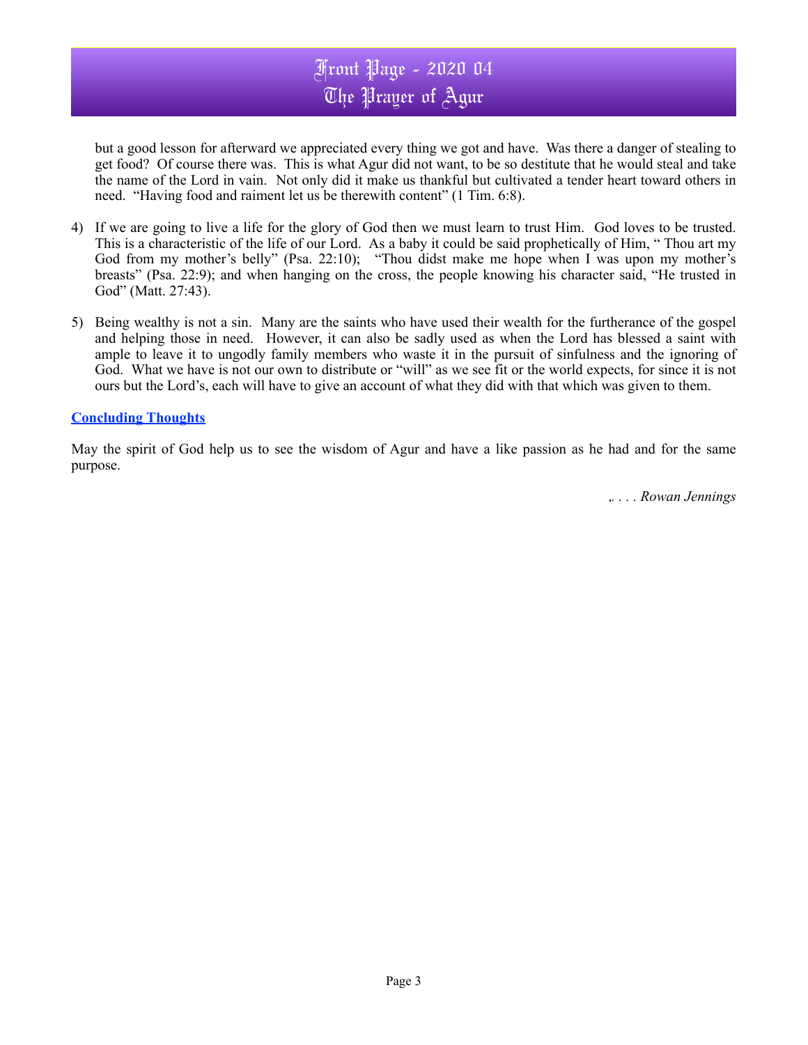but a good lesson for afterward we appreciated every thing we got and have. Was there a danger of stealing to get food? Of course there was. This is what Agur did not want, to be so destitute that he would steal and take the name of the Lord in vain. Not only did it make us thankful but cultivated a tender heart toward others in need. "Having food and raiment let us be therewith content" (1 Tim. 6:8).

4) If we are going to live a life for the glory of God then we must learn to trust Him. God loves to be trusted. This is a characteristic of the life of our Lord. As a baby it could be said prophetically of Him, " Thou art my God from my mother's belly" (Psa. 22:10); "Thou didst make me hope when I was upon my mother's breasts" (Psa. 22:9); and when hanging on the cross, the people knowing his character said, "He trusted in God" (Matt. 27:43).

5) Being wealthy is not a sin. Many are the saints who have used their wealth for the furtherance of the gospel and helping those in need. However, it can also be sadly used as when the Lord has blessed a saint with ample to leave it to ungodly family members who waste it in the pursuit of sinfulness and the ignoring of God. What we have is not our own to distribute or "will" as we see fit or the world expects, for since it is not ours but the Lord's, each will have to give an account of what they did with that which was given to them.

**Concluding Thoughts**

May the spirit of God help us to see the wisdom of Agur and have a like passion as he had and for the same purpose.

*.. . . . Rowan Jennings*